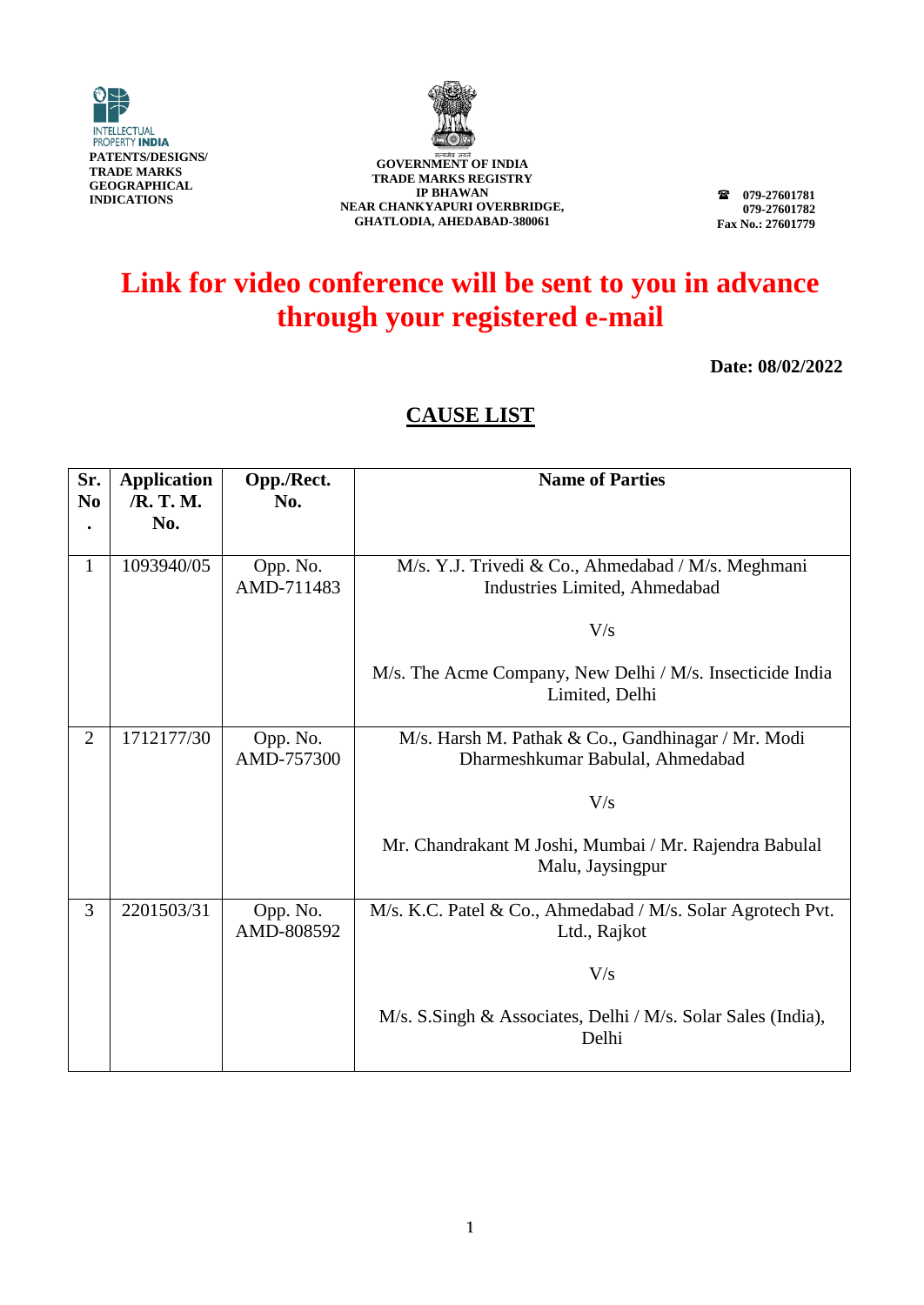INTELLECTUAL PROPERTY INDIA
PATENTS/DESIGNS/
TRADE MARKS
GEOGRAPHICAL
INDICATIONS

GOVERNMENT OF INDIA
TRADE MARKS REGISTRY
IP BHAWAN
NEAR CHANKYAPURI OVERBRIDGE,
GHATLODIA, AHEDABAD-380061

☎ 079-27601781
079-27601782
Fax No.: 27601779

# Link for video conference will be sent to you in advance through your registered e-mail

**Date: 08/02/2022**

## CAUSE LIST

| Sr. No. | Application /R. T. M. No. | Opp./Rect. No. | Name of Parties |
|---|---|---|---|
| 1 | 1093940/05 | Opp. No. AMD-711483 | M/s. Y.J. Trivedi & Co., Ahmedabad / M/s. Meghmani Industries Limited, Ahmedabad<br><br>V/s<br><br>M/s. The Acme Company, New Delhi / M/s. Insecticide India Limited, Delhi |
| 2 | 1712177/30 | Opp. No. AMD-757300 | M/s. Harsh M. Pathak & Co., Gandhinagar / Mr. Modi Dharmeshkumar Babulal, Ahmedabad<br><br>V/s<br><br>Mr. Chandrakant M Joshi, Mumbai / Mr. Rajendra Babulal Malu, Jaysingpur |
| 3 | 2201503/31 | Opp. No. AMD-808592 | M/s. K.C. Patel & Co., Ahmedabad / M/s. Solar Agrotech Pvt. Ltd., Rajkot<br><br>V/s<br><br>M/s. S.Singh & Associates, Delhi / M/s. Solar Sales (India), Delhi |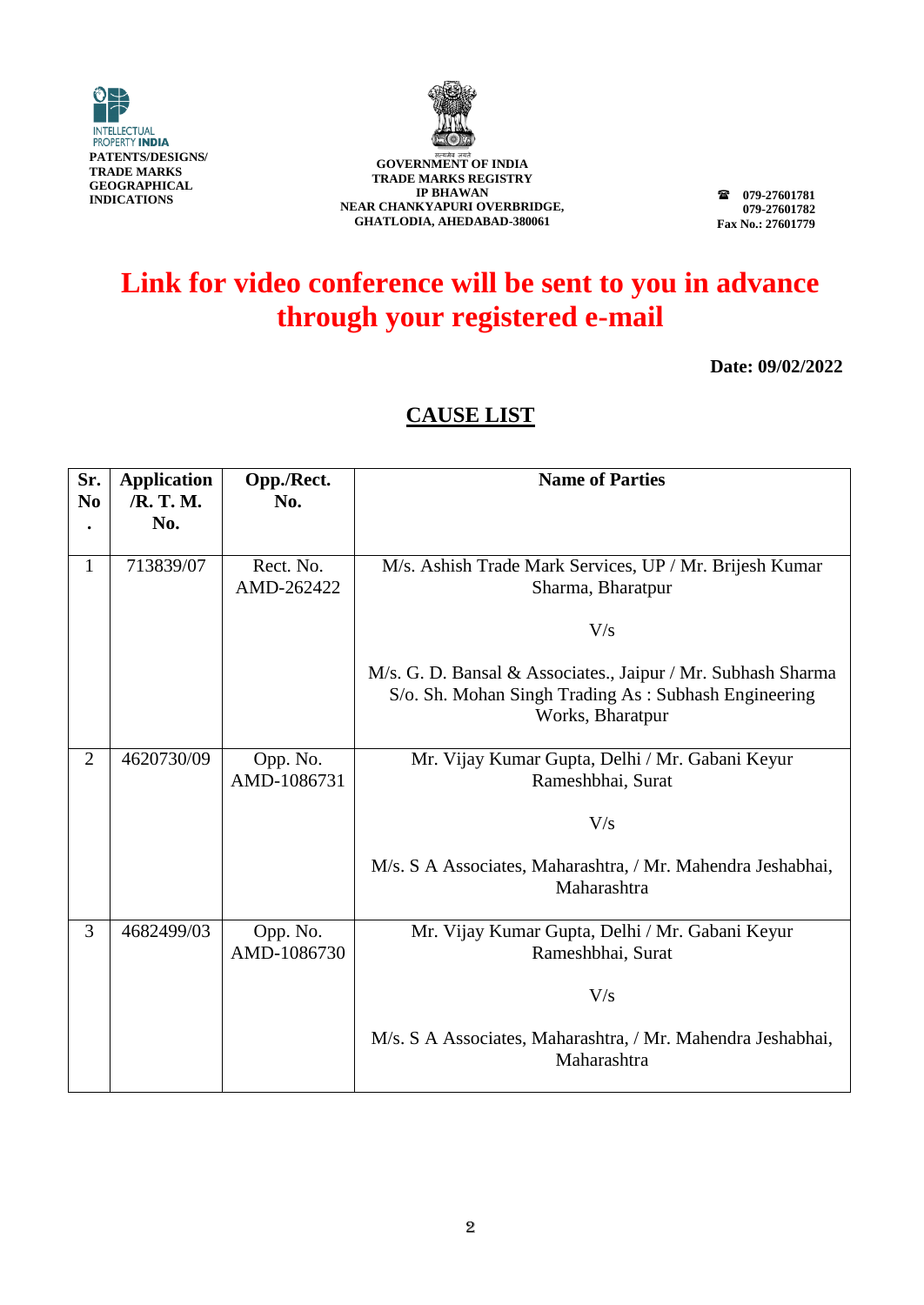INTELLECTUAL PROPERTY INDIA
**PATENTS/DESIGNS/ TRADE MARKS GEOGRAPHICAL INDICATIONS**

**GOVERNMENT OF INDIA**
**TRADE MARKS REGISTRY**
**IP BHAWAN**
**NEAR CHANKYAPURI OVERBRIDGE,**
**GHATLODIA, AHEDABAD-380061**

**079-27601781**
**079-27601782**
**Fax No.: 27601779**

# Link for video conference will be sent to you in advance through your registered e-mail

**Date: 09/02/2022**

## CAUSE LIST

| Sr. No. | Application /R. T. M. No. | Opp./Rect. No. | Name of Parties |
|---|---|---|---|
| 1 | 713839/07 | Rect. No. AMD-262422 | M/s. Ashish Trade Mark Services, UP / Mr. Brijesh Kumar Sharma, Bharatpur<br><br>V/s<br><br>M/s. G. D. Bansal & Associates., Jaipur / Mr. Subhash Sharma S/o. Sh. Mohan Singh Trading As : Subhash Engineering Works, Bharatpur |
| 2 | 4620730/09 | Opp. No. AMD-1086731 | Mr. Vijay Kumar Gupta, Delhi / Mr. Gabani Keyur Rameshbhai, Surat<br><br>V/s<br><br>M/s. S A Associates, Maharashtra, / Mr. Mahendra Jeshabhai, Maharashtra |
| 3 | 4682499/03 | Opp. No. AMD-1086730 | Mr. Vijay Kumar Gupta, Delhi / Mr. Gabani Keyur Rameshbhai, Surat<br><br>V/s<br><br>M/s. S A Associates, Maharashtra, / Mr. Mahendra Jeshabhai, Maharashtra |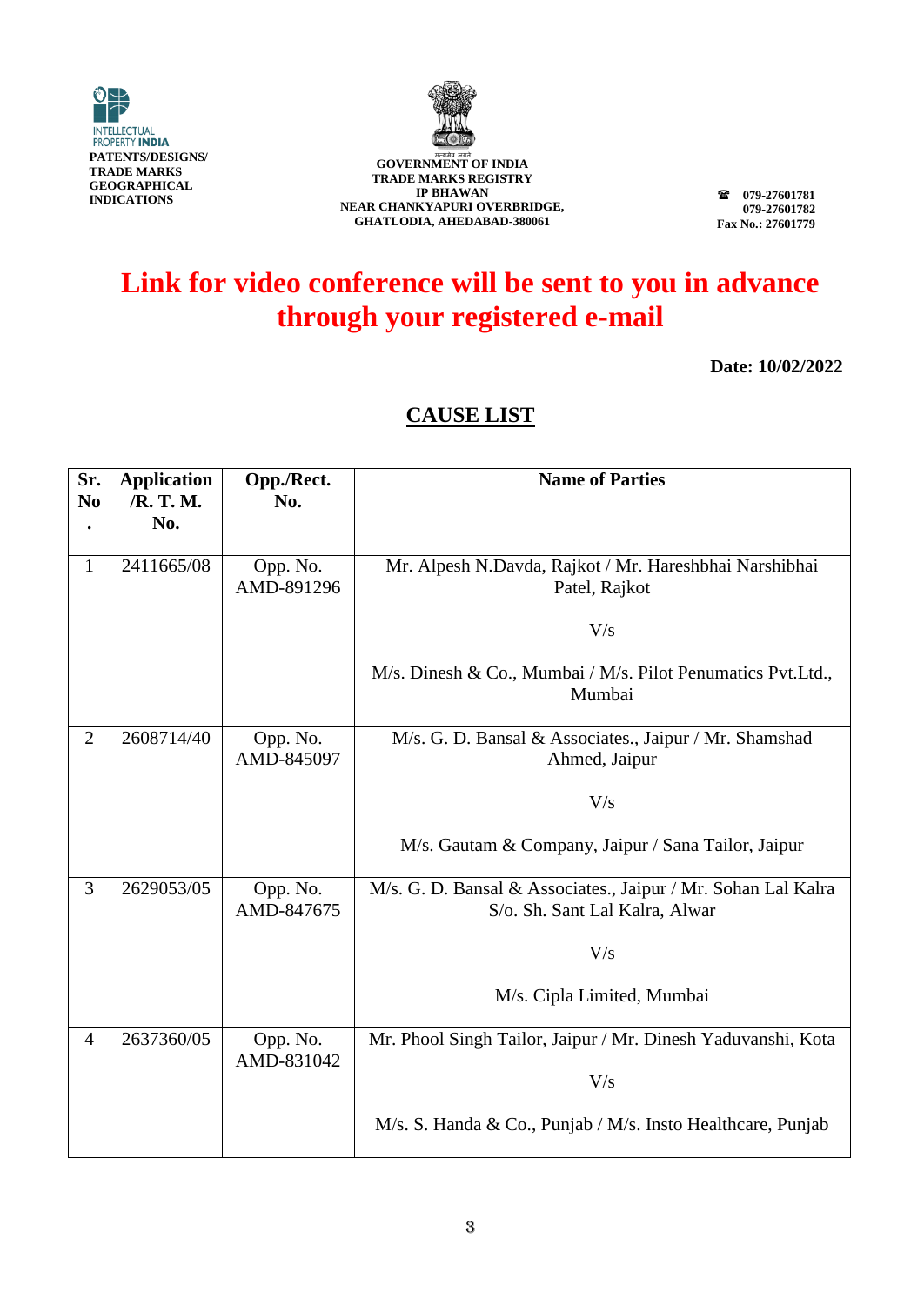INTELLECTUAL PROPERTY INDIA
PATENTS/DESIGNS/ TRADE MARKS GEOGRAPHICAL INDICATIONS

GOVERNMENT OF INDIA
TRADE MARKS REGISTRY
IP BHAWAN
NEAR CHANKYAPURI OVERBRIDGE,
GHATLODIA, AHEDABAD-380061

☎ 079-27601781
079-27601782
Fax No.: 27601779

## Link for video conference will be sent to you in advance through your registered e-mail

**Date: 10/02/2022**

## CAUSE LIST

| Sr. No. | Application /R. T. M. No. | Opp./Rect. No. | Name of Parties |
|---|---|---|---|
| 1 | 2411665/08 | Opp. No. AMD-891296 | Mr. Alpesh N.Davda, Rajkot / Mr. Hareshbhai Narshibhai Patel, Rajkot<br><br>V/s<br><br>M/s. Dinesh & Co., Mumbai / M/s. Pilot Penumatics Pvt.Ltd., Mumbai |
| 2 | 2608714/40 | Opp. No. AMD-845097 | M/s. G. D. Bansal & Associates., Jaipur / Mr. Shamshad Ahmed, Jaipur<br><br>V/s<br><br>M/s. Gautam & Company, Jaipur / Sana Tailor, Jaipur |
| 3 | 2629053/05 | Opp. No. AMD-847675 | M/s. G. D. Bansal & Associates., Jaipur / Mr. Sohan Lal Kalra S/o. Sh. Sant Lal Kalra, Alwar<br><br>V/s<br><br>M/s. Cipla Limited, Mumbai |
| 4 | 2637360/05 | Opp. No. AMD-831042 | Mr. Phool Singh Tailor, Jaipur / Mr. Dinesh Yaduvanshi, Kota<br><br>V/s<br><br>M/s. S. Handa & Co., Punjab / M/s. Insto Healthcare, Punjab |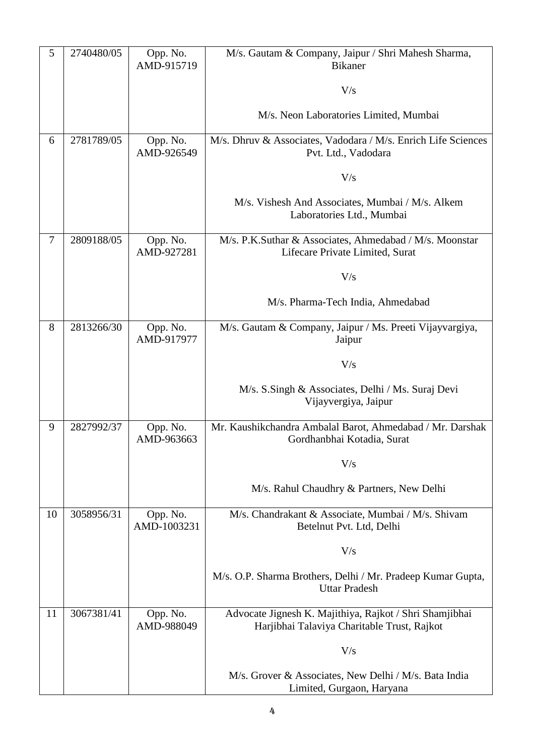| 5 | 2740480/05 | Opp. No. AMD-915719 | M/s. Gautam & Company, Jaipur / Shri Mahesh Sharma, Bikaner<br><br>V/s<br><br>M/s. Neon Laboratories Limited, Mumbai |
|---|---|---|---|
| 6 | 2781789/05 | Opp. No. AMD-926549 | M/s. Dhruv & Associates, Vadodara / M/s. Enrich Life Sciences Pvt. Ltd., Vadodara<br><br>V/s<br><br>M/s. Vishesh And Associates, Mumbai / M/s. Alkem Laboratories Ltd., Mumbai |
| 7 | 2809188/05 | Opp. No. AMD-927281 | M/s. P.K.Suthar & Associates, Ahmedabad / M/s. Moonstar Lifecare Private Limited, Surat<br><br>V/s<br><br>M/s. Pharma-Tech India, Ahmedabad |
| 8 | 2813266/30 | Opp. No. AMD-917977 | M/s. Gautam & Company, Jaipur / Ms. Preeti Vijayvargiya, Jaipur<br><br>V/s<br><br>M/s. S.Singh & Associates, Delhi / Ms. Suraj Devi Vijayvergiya, Jaipur |
| 9 | 2827992/37 | Opp. No. AMD-963663 | Mr. Kaushikchandra Ambalal Barot, Ahmedabad / Mr. Darshak Gordhanbhai Kotadia, Surat<br><br>V/s<br><br>M/s. Rahul Chaudhry & Partners, New Delhi |
| 10 | 3058956/31 | Opp. No. AMD-1003231 | M/s. Chandrakant & Associate, Mumbai / M/s. Shivam Betelnut Pvt. Ltd, Delhi<br><br>V/s<br><br>M/s. O.P. Sharma Brothers, Delhi / Mr. Pradeep Kumar Gupta, Uttar Pradesh |
| 11 | 3067381/41 | Opp. No. AMD-988049 | Advocate Jignesh K. Majithiya, Rajkot / Shri Shamjibhai Harjibhai Talaviya Charitable Trust, Rajkot<br><br>V/s<br><br>M/s. Grover & Associates, New Delhi / M/s. Bata India Limited, Gurgaon, Haryana |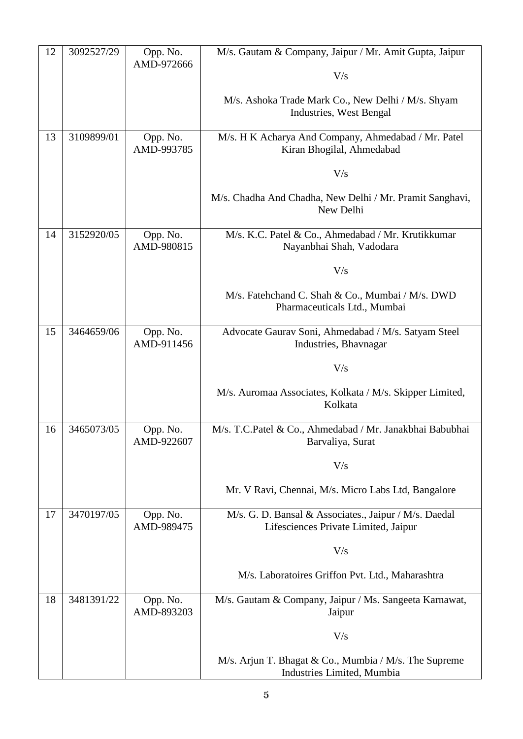| 12 | 3092527/29 | Opp. No. AMD-972666 | M/s. Gautam & Company, Jaipur / Mr. Amit Gupta, Jaipur<br><br>V/s<br><br>M/s. Ashoka Trade Mark Co., New Delhi / M/s. Shyam Industries, West Bengal |
|---|---|---|---|
| 13 | 3109899/01 | Opp. No. AMD-993785 | M/s. H K Acharya And Company, Ahmedabad / Mr. Patel Kiran Bhogilal, Ahmedabad<br><br>V/s<br><br>M/s. Chadha And Chadha, New Delhi / Mr. Pramit Sanghavi, New Delhi |
| 14 | 3152920/05 | Opp. No. AMD-980815 | M/s. K.C. Patel & Co., Ahmedabad / Mr. Krutikkumar Nayanbhai Shah, Vadodara<br><br>V/s<br><br>M/s. Fatehchand C. Shah & Co., Mumbai / M/s. DWD Pharmaceuticals Ltd., Mumbai |
| 15 | 3464659/06 | Opp. No. AMD-911456 | Advocate Gaurav Soni, Ahmedabad / M/s. Satyam Steel Industries, Bhavnagar<br><br>V/s<br><br>M/s. Auromaa Associates, Kolkata / M/s. Skipper Limited, Kolkata |
| 16 | 3465073/05 | Opp. No. AMD-922607 | M/s. T.C.Patel & Co., Ahmedabad / Mr. Janakbhai Babubhai Barvaliya, Surat<br><br>V/s<br><br>Mr. V Ravi, Chennai, M/s. Micro Labs Ltd, Bangalore |
| 17 | 3470197/05 | Opp. No. AMD-989475 | M/s. G. D. Bansal & Associates., Jaipur / M/s. Daedal Lifesciences Private Limited, Jaipur<br><br>V/s<br><br>M/s. Laboratoires Griffon Pvt. Ltd., Maharashtra |
| 18 | 3481391/22 | Opp. No. AMD-893203 | M/s. Gautam & Company, Jaipur / Ms. Sangeeta Karnawat, Jaipur<br><br>V/s<br><br>M/s. Arjun T. Bhagat & Co., Mumbia / M/s. The Supreme Industries Limited, Mumbia |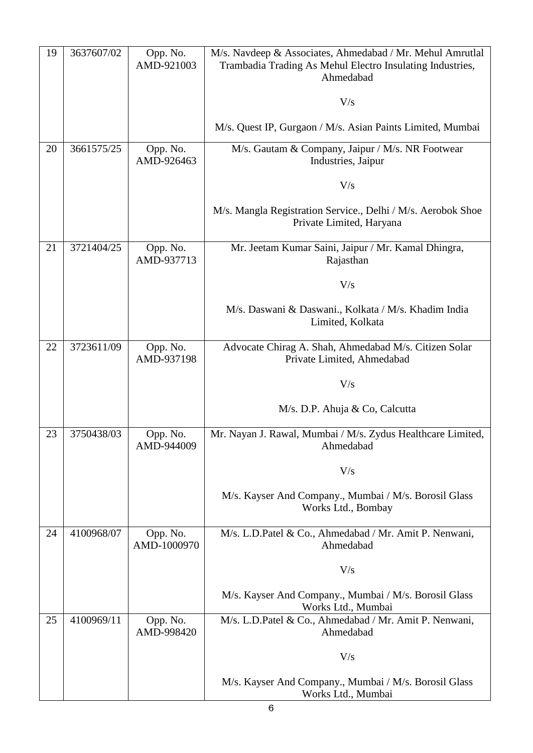| 19 | 3637607/02 | Opp. No. AMD-921003 | M/s. Navdeep & Associates, Ahmedabad / Mr. Mehul Amrutlal Trambadia Trading As Mehul Electro Insulating Industries, Ahmedabad<br><br>V/s<br><br>M/s. Quest IP, Gurgaon / M/s. Asian Paints Limited, Mumbai |
|---|---|---|---|
| 20 | 3661575/25 | Opp. No. AMD-926463 | M/s. Gautam & Company, Jaipur / M/s. NR Footwear Industries, Jaipur<br><br>V/s<br><br>M/s. Mangla Registration Service., Delhi / M/s. Aerobok Shoe Private Limited, Haryana |
| 21 | 3721404/25 | Opp. No. AMD-937713 | Mr. Jeetam Kumar Saini, Jaipur / Mr. Kamal Dhingra, Rajasthan<br><br>V/s<br><br>M/s. Daswani & Daswani., Kolkata / M/s. Khadim India Limited, Kolkata |
| 22 | 3723611/09 | Opp. No. AMD-937198 | Advocate Chirag A. Shah, Ahmedabad M/s. Citizen Solar Private Limited, Ahmedabad<br><br>V/s<br><br>M/s. D.P. Ahuja & Co, Calcutta |
| 23 | 3750438/03 | Opp. No. AMD-944009 | Mr. Nayan J. Rawal, Mumbai / M/s. Zydus Healthcare Limited, Ahmedabad<br><br>V/s<br><br>M/s. Kayser And Company., Mumbai / M/s. Borosil Glass Works Ltd., Bombay |
| 24 | 4100968/07 | Opp. No. AMD-1000970 | M/s. L.D.Patel & Co., Ahmedabad / Mr. Amit P. Nenwani, Ahmedabad<br><br>V/s<br><br>M/s. Kayser And Company., Mumbai / M/s. Borosil Glass Works Ltd., Mumbai |
| 25 | 4100969/11 | Opp. No. AMD-998420 | M/s. L.D.Patel & Co., Ahmedabad / Mr. Amit P. Nenwani, Ahmedabad<br><br>V/s<br><br>M/s. Kayser And Company., Mumbai / M/s. Borosil Glass Works Ltd., Mumbai |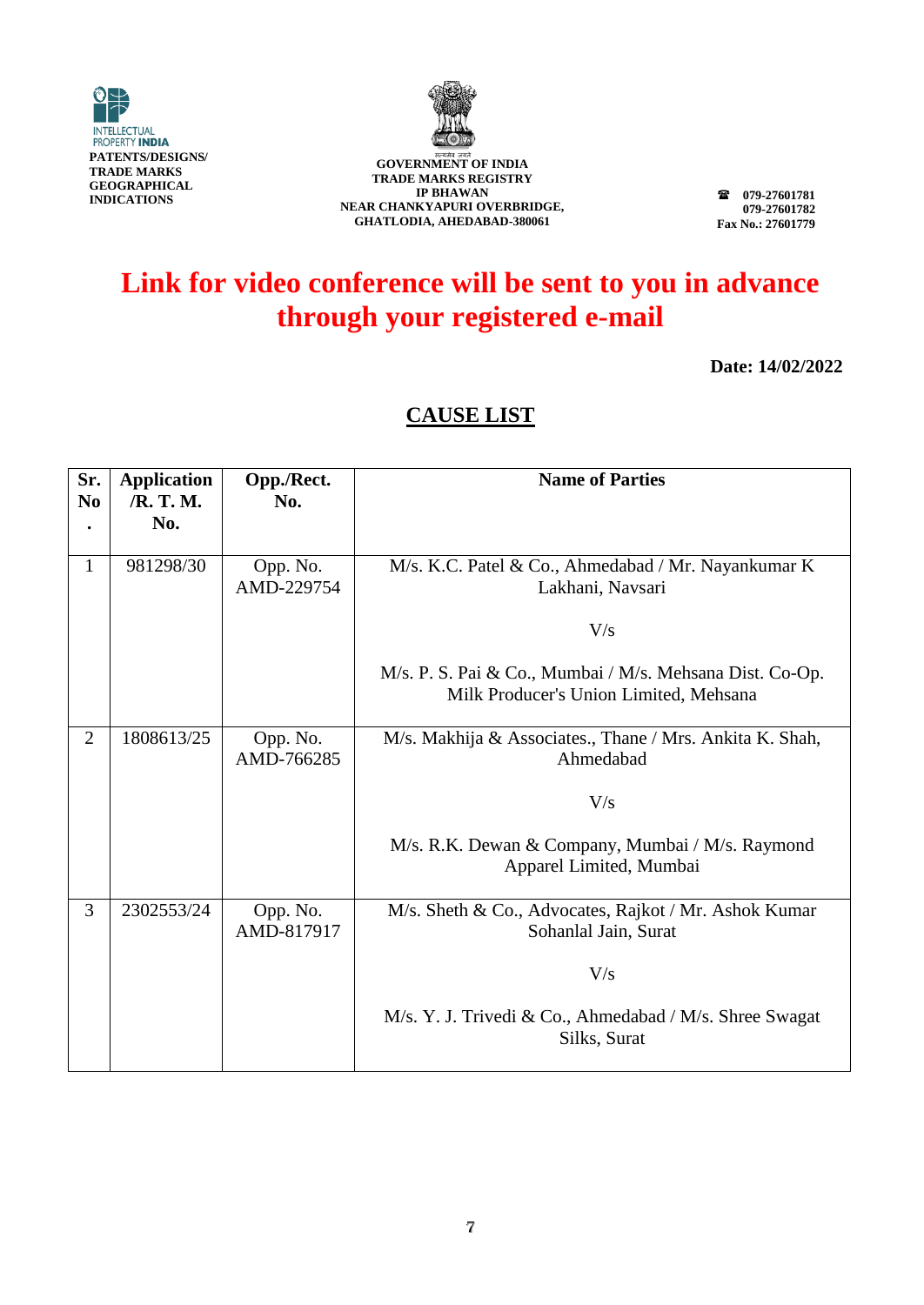INTELLECTUAL PROPERTY INDIA
PATENTS/DESIGNS/
TRADE MARKS
GEOGRAPHICAL
INDICATIONS

सत्यमेव जयते
GOVERNMENT OF INDIA
TRADE MARKS REGISTRY
IP BHAWAN
NEAR CHANKYAPURI OVERBRIDGE,
GHATLODIA, AHEDABAD-380061

☎ 079-27601781
079-27601782
Fax No.: 27601779

# Link for video conference will be sent to you in advance through your registered e-mail

**Date: 14/02/2022**

## CAUSE LIST

| Sr. No. | Application /R. T. M. No. | Opp./Rect. No. | Name of Parties |
|---|---|---|---|
| 1 | 981298/30 | Opp. No. AMD-229754 | M/s. K.C. Patel & Co., Ahmedabad / Mr. Nayankumar K Lakhani, Navsari<br><br>V/s<br><br>M/s. P. S. Pai & Co., Mumbai / M/s. Mehsana Dist. Co-Op. Milk Producer's Union Limited, Mehsana |
| 2 | 1808613/25 | Opp. No. AMD-766285 | M/s. Makhija & Associates., Thane / Mrs. Ankita K. Shah, Ahmedabad<br><br>V/s<br><br>M/s. R.K. Dewan & Company, Mumbai / M/s. Raymond Apparel Limited, Mumbai |
| 3 | 2302553/24 | Opp. No. AMD-817917 | M/s. Sheth & Co., Advocates, Rajkot / Mr. Ashok Kumar Sohanlal Jain, Surat<br><br>V/s<br><br>M/s. Y. J. Trivedi & Co., Ahmedabad / M/s. Shree Swagat Silks, Surat |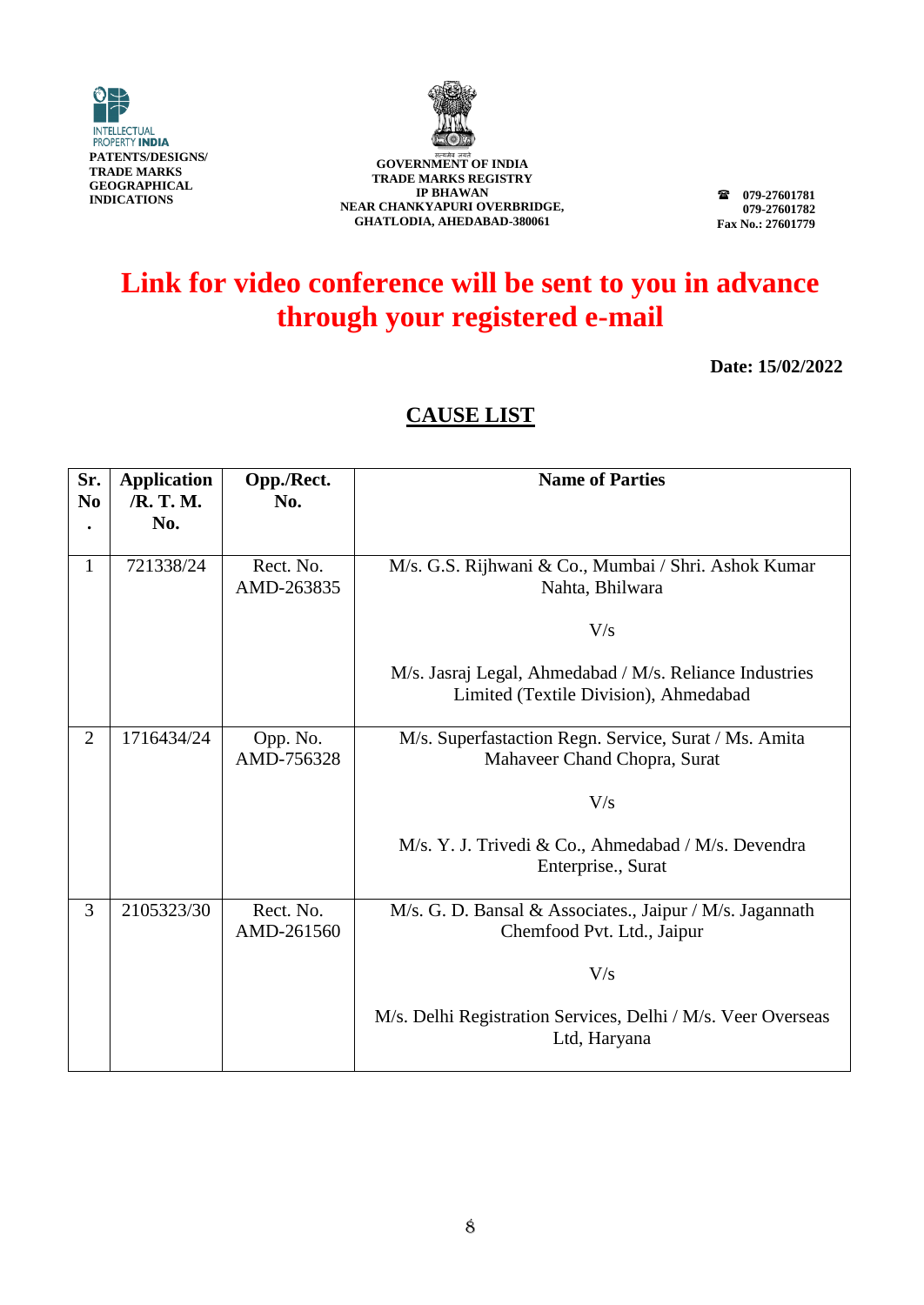INTELLECTUAL PROPERTY INDIA

**PATENTS/DESIGNS/ TRADE MARKS GEOGRAPHICAL INDICATIONS**

**GOVERNMENT OF INDIA**
**TRADE MARKS REGISTRY**
**IP BHAWAN**
**NEAR CHANKYAPURI OVERBRIDGE,**
**GHATLODIA, AHEDABAD-380061**

**☎ 079-27601781**
**079-27601782**
**Fax No.: 27601779**

# Link for video conference will be sent to you in advance through your registered e-mail

**Date: 15/02/2022**

## CAUSE LIST

| Sr. No. | Application /R. T. M. No. | Opp./Rect. No. | Name of Parties |
|---|---|---|---|
| 1 | 721338/24 | Rect. No. AMD-263835 | M/s. G.S. Rijhwani & Co., Mumbai / Shri. Ashok Kumar Nahta, Bhilwara<br><br>V/s<br><br>M/s. Jasraj Legal, Ahmedabad / M/s. Reliance Industries Limited (Textile Division), Ahmedabad |
| 2 | 1716434/24 | Opp. No. AMD-756328 | M/s. Superfastaction Regn. Service, Surat / Ms. Amita Mahaveer Chand Chopra, Surat<br><br>V/s<br><br>M/s. Y. J. Trivedi & Co., Ahmedabad / M/s. Devendra Enterprise., Surat |
| 3 | 2105323/30 | Rect. No. AMD-261560 | M/s. G. D. Bansal & Associates., Jaipur / M/s. Jagannath Chemfood Pvt. Ltd., Jaipur<br><br>V/s<br><br>M/s. Delhi Registration Services, Delhi / M/s. Veer Overseas Ltd, Haryana |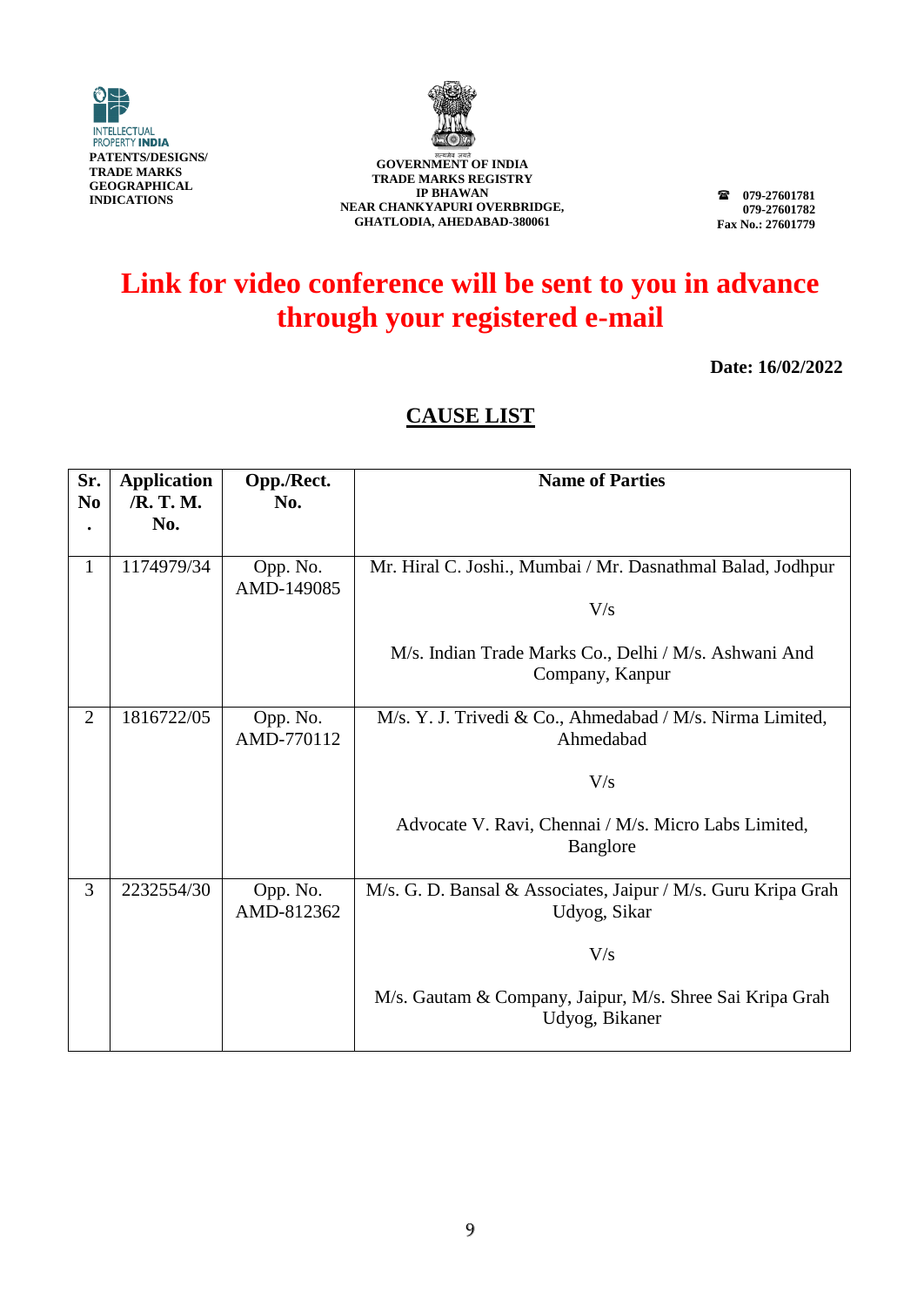INTELLECTUAL PROPERTY INDIA
**PATENTS/DESIGNS/ TRADE MARKS GEOGRAPHICAL INDICATIONS**

**GOVERNMENT OF INDIA**
**TRADE MARKS REGISTRY**
**IP BHAWAN**
**NEAR CHANKYAPURI OVERBRIDGE,**
**GHATLODIA, AHEDABAD-380061**

**☎ 079-27601781**
**079-27601782**
**Fax No.: 27601779**

# Link for video conference will be sent to you in advance through your registered e-mail

**Date: 16/02/2022**

## CAUSE LIST

| Sr. No. | Application /R. T. M. No. | Opp./Rect. No. | Name of Parties |
|---|---|---|---|
| 1 | 1174979/34 | Opp. No. AMD-149085 | Mr. Hiral C. Joshi., Mumbai / Mr. Dasnathmal Balad, Jodhpur<br><br>V/s<br><br>M/s. Indian Trade Marks Co., Delhi / M/s. Ashwani And Company, Kanpur |
| 2 | 1816722/05 | Opp. No. AMD-770112 | M/s. Y. J. Trivedi & Co., Ahmedabad / M/s. Nirma Limited, Ahmedabad<br><br>V/s<br><br>Advocate V. Ravi, Chennai / M/s. Micro Labs Limited, Banglore |
| 3 | 2232554/30 | Opp. No. AMD-812362 | M/s. G. D. Bansal & Associates, Jaipur / M/s. Guru Kripa Grah Udyog, Sikar<br><br>V/s<br><br>M/s. Gautam & Company, Jaipur, M/s. Shree Sai Kripa Grah Udyog, Bikaner |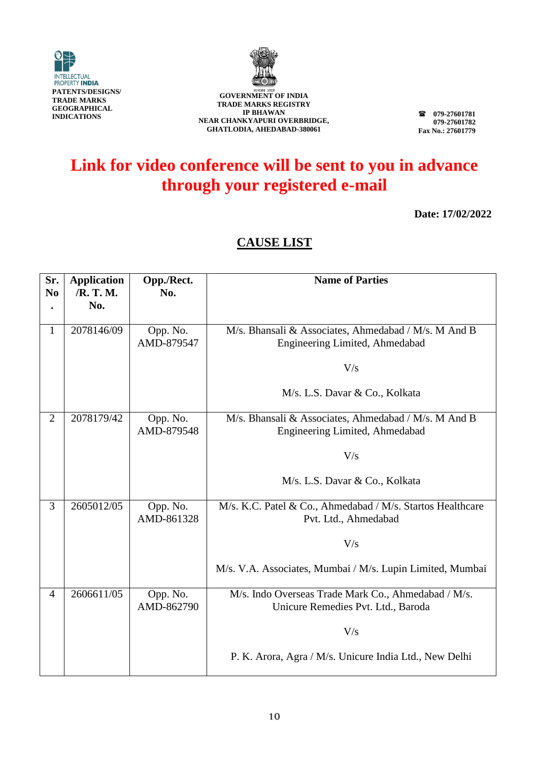INTELLECTUAL PROPERTY INDIA
PATENTS/DESIGNS/ TRADE MARKS GEOGRAPHICAL INDICATIONS

GOVERNMENT OF INDIA
TRADE MARKS REGISTRY
IP BHAWAN
NEAR CHANKYAPURI OVERBRIDGE,
GHATLODIA, AHEDABAD-380061

☎ 079-27601781
079-27601782
Fax No.: 27601779

# Link for video conference will be sent to you in advance through your registered e-mail

**Date: 17/02/2022**

## CAUSE LIST

| Sr. No. | Application /R. T. M. No. | Opp./Rect. No. | Name of Parties |
|---|---|---|---|
| 1 | 2078146/09 | Opp. No. AMD-879547 | M/s. Bhansali & Associates, Ahmedabad / M/s. M And B Engineering Limited, Ahmedabad<br><br>V/s<br><br>M/s. L.S. Davar & Co., Kolkata |
| 2 | 2078179/42 | Opp. No. AMD-879548 | M/s. Bhansali & Associates, Ahmedabad / M/s. M And B Engineering Limited, Ahmedabad<br><br>V/s<br><br>M/s. L.S. Davar & Co., Kolkata |
| 3 | 2605012/05 | Opp. No. AMD-861328 | M/s. K.C. Patel & Co., Ahmedabad / M/s. Startos Healthcare Pvt. Ltd., Ahmedabad<br><br>V/s<br><br>M/s. V.A. Associates, Mumbai / M/s. Lupin Limited, Mumbai |
| 4 | 2606611/05 | Opp. No. AMD-862790 | M/s. Indo Overseas Trade Mark Co., Ahmedabad / M/s. Unicure Remedies Pvt. Ltd., Baroda<br><br>V/s<br><br>P. K. Arora, Agra / M/s. Unicure India Ltd., New Delhi |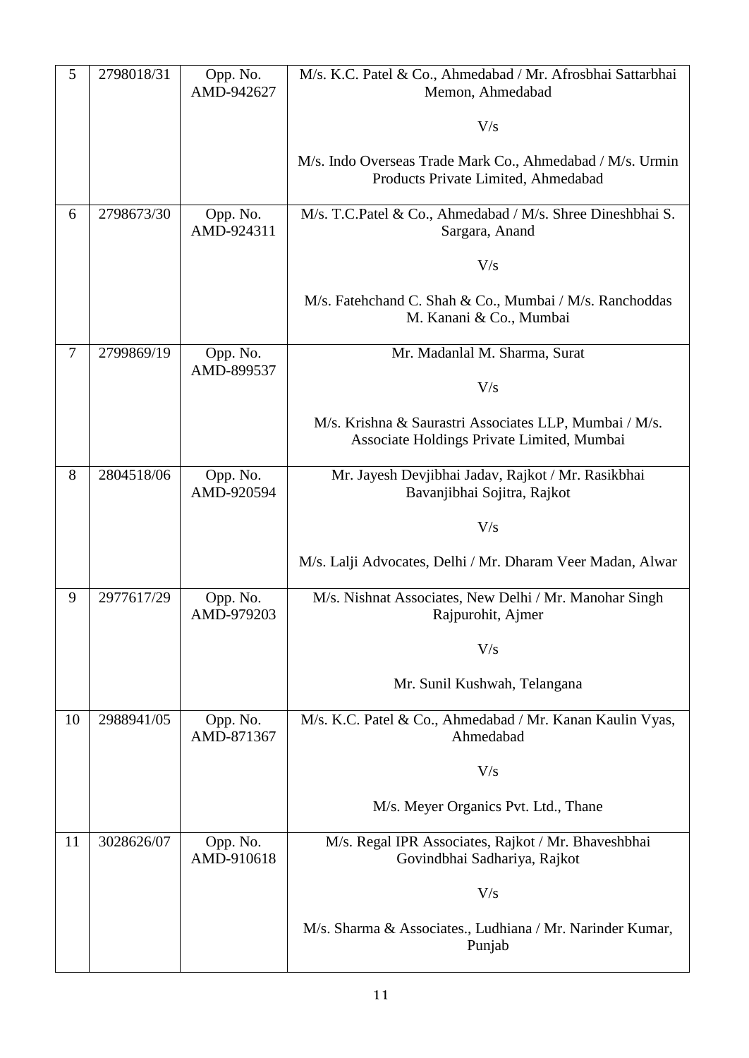| | | | |
|---|---|---|---|
| 5 | 2798018/31 | Opp. No. AMD-942627 | M/s. K.C. Patel & Co., Ahmedabad / Mr. Afrosbhai Sattarbhai Memon, Ahmedabad<br><br>V/s<br><br>M/s. Indo Overseas Trade Mark Co., Ahmedabad / M/s. Urmin Products Private Limited, Ahmedabad |
| 6 | 2798673/30 | Opp. No. AMD-924311 | M/s. T.C.Patel & Co., Ahmedabad / M/s. Shree Dineshbhai S. Sargara, Anand<br><br>V/s<br><br>M/s. Fatehchand C. Shah & Co., Mumbai / M/s. Ranchoddas M. Kanani & Co., Mumbai |
| 7 | 2799869/19 | Opp. No. AMD-899537 | Mr. Madanlal M. Sharma, Surat<br><br>V/s<br><br>M/s. Krishna & Saurastri Associates LLP, Mumbai / M/s. Associate Holdings Private Limited, Mumbai |
| 8 | 2804518/06 | Opp. No. AMD-920594 | Mr. Jayesh Devjibhai Jadav, Rajkot / Mr. Rasikbhai Bavanjibhai Sojitra, Rajkot<br><br>V/s<br><br>M/s. Lalji Advocates, Delhi / Mr. Dharam Veer Madan, Alwar |
| 9 | 2977617/29 | Opp. No. AMD-979203 | M/s. Nishnat Associates, New Delhi / Mr. Manohar Singh Rajpurohit, Ajmer<br><br>V/s<br><br>Mr. Sunil Kushwah, Telangana |
| 10 | 2988941/05 | Opp. No. AMD-871367 | M/s. K.C. Patel & Co., Ahmedabad / Mr. Kanan Kaulin Vyas, Ahmedabad<br><br>V/s<br><br>M/s. Meyer Organics Pvt. Ltd., Thane |
| 11 | 3028626/07 | Opp. No. AMD-910618 | M/s. Regal IPR Associates, Rajkot / Mr. Bhaveshbhai Govindbhai Sadhariya, Rajkot<br><br>V/s<br><br>M/s. Sharma & Associates., Ludhiana / Mr. Narinder Kumar, Punjab |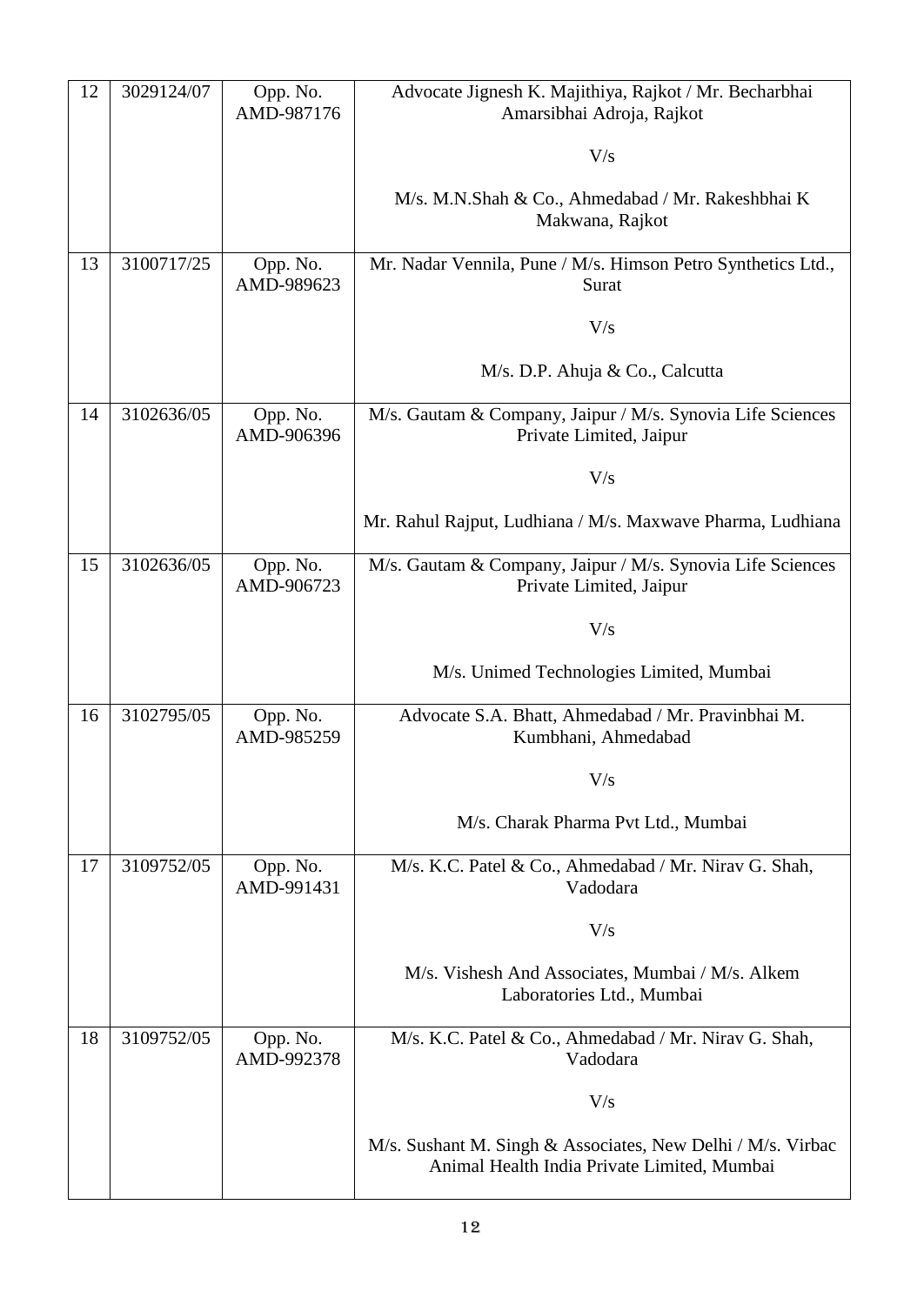| 12 | 3029124/07 | Opp. No. AMD-987176 | Advocate Jignesh K. Majithiya, Rajkot / Mr. Becharbhai Amarsibhai Adroja, Rajkot<br><br>V/s<br><br>M/s. M.N.Shah & Co., Ahmedabad / Mr. Rakeshbhai K Makwana, Rajkot |
|---|---|---|---|
| 13 | 3100717/25 | Opp. No. AMD-989623 | Mr. Nadar Vennila, Pune / M/s. Himson Petro Synthetics Ltd., Surat<br><br>V/s<br><br>M/s. D.P. Ahuja & Co., Calcutta |
| 14 | 3102636/05 | Opp. No. AMD-906396 | M/s. Gautam & Company, Jaipur / M/s. Synovia Life Sciences Private Limited, Jaipur<br><br>V/s<br><br>Mr. Rahul Rajput, Ludhiana / M/s. Maxwave Pharma, Ludhiana |
| 15 | 3102636/05 | Opp. No. AMD-906723 | M/s. Gautam & Company, Jaipur / M/s. Synovia Life Sciences Private Limited, Jaipur<br><br>V/s<br><br>M/s. Unimed Technologies Limited, Mumbai |
| 16 | 3102795/05 | Opp. No. AMD-985259 | Advocate S.A. Bhatt, Ahmedabad / Mr. Pravinbhai M. Kumbhani, Ahmedabad<br><br>V/s<br><br>M/s. Charak Pharma Pvt Ltd., Mumbai |
| 17 | 3109752/05 | Opp. No. AMD-991431 | M/s. K.C. Patel & Co., Ahmedabad / Mr. Nirav G. Shah, Vadodara<br><br>V/s<br><br>M/s. Vishesh And Associates, Mumbai / M/s. Alkem Laboratories Ltd., Mumbai |
| 18 | 3109752/05 | Opp. No. AMD-992378 | M/s. K.C. Patel & Co., Ahmedabad / Mr. Nirav G. Shah, Vadodara<br><br>V/s<br><br>M/s. Sushant M. Singh & Associates, New Delhi / M/s. Virbac Animal Health India Private Limited, Mumbai |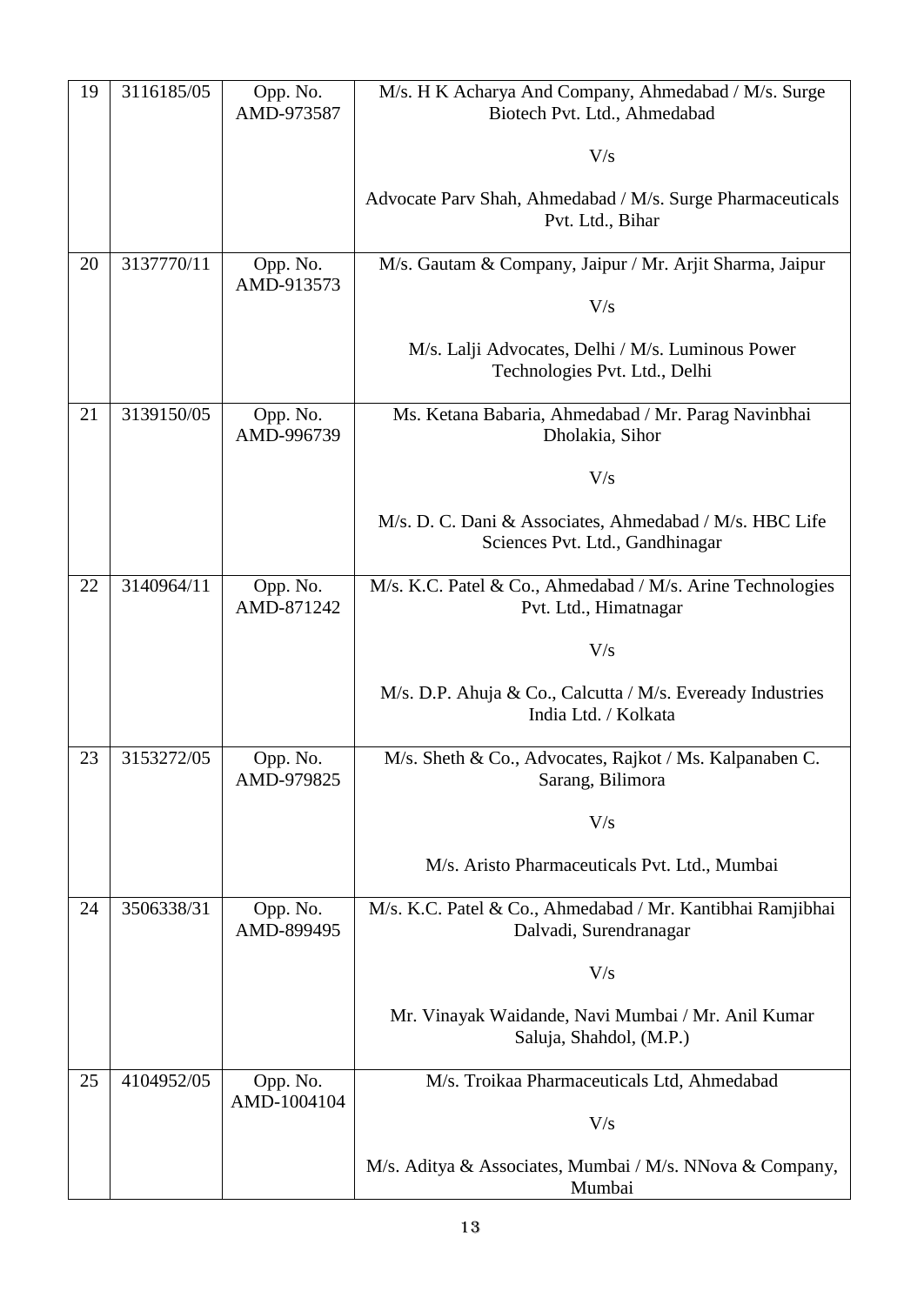| 19 | 3116185/05 | Opp. No. AMD-973587 | M/s. H K Acharya And Company, Ahmedabad / M/s. Surge Biotech Pvt. Ltd., Ahmedabad<br><br>V/s<br><br>Advocate Parv Shah, Ahmedabad / M/s. Surge Pharmaceuticals Pvt. Ltd., Bihar |
|---|---|---|---|
| 20 | 3137770/11 | Opp. No. AMD-913573 | M/s. Gautam & Company, Jaipur / Mr. Arjit Sharma, Jaipur<br><br>V/s<br><br>M/s. Lalji Advocates, Delhi / M/s. Luminous Power Technologies Pvt. Ltd., Delhi |
| 21 | 3139150/05 | Opp. No. AMD-996739 | Ms. Ketana Babaria, Ahmedabad / Mr. Parag Navinbhai Dholakia, Sihor<br><br>V/s<br><br>M/s. D. C. Dani & Associates, Ahmedabad / M/s. HBC Life Sciences Pvt. Ltd., Gandhinagar |
| 22 | 3140964/11 | Opp. No. AMD-871242 | M/s. K.C. Patel & Co., Ahmedabad / M/s. Arine Technologies Pvt. Ltd., Himatnagar<br><br>V/s<br><br>M/s. D.P. Ahuja & Co., Calcutta / M/s. Eveready Industries India Ltd. / Kolkata |
| 23 | 3153272/05 | Opp. No. AMD-979825 | M/s. Sheth & Co., Advocates, Rajkot / Ms. Kalpanaben C. Sarang, Bilimora<br><br>V/s<br><br>M/s. Aristo Pharmaceuticals Pvt. Ltd., Mumbai |
| 24 | 3506338/31 | Opp. No. AMD-899495 | M/s. K.C. Patel & Co., Ahmedabad / Mr. Kantibhai Ramjibhai Dalvadi, Surendranagar<br><br>V/s<br><br>Mr. Vinayak Waidande, Navi Mumbai / Mr. Anil Kumar Saluja, Shahdol, (M.P.) |
| 25 | 4104952/05 | Opp. No. AMD-1004104 | M/s. Troikaa Pharmaceuticals Ltd, Ahmedabad<br><br>V/s<br><br>M/s. Aditya & Associates, Mumbai / M/s. NNova & Company, Mumbai |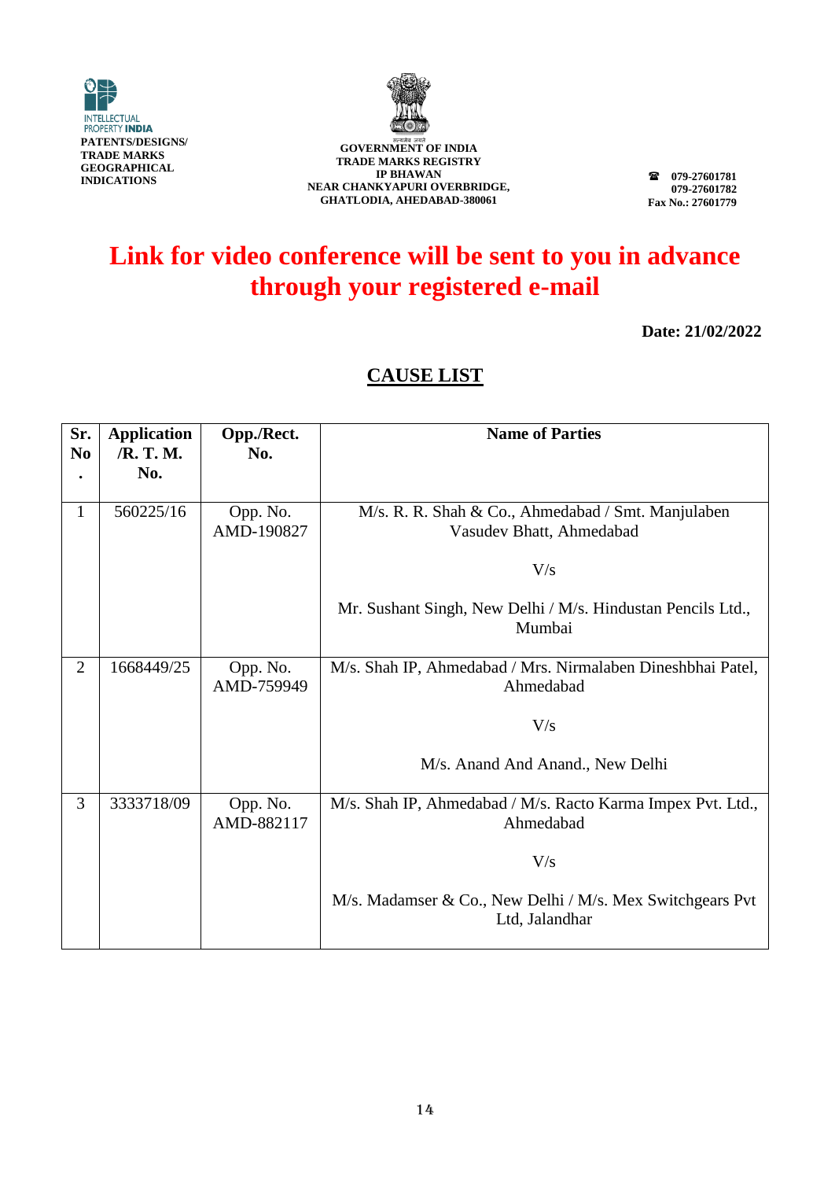INTELLECTUAL PROPERTY INDIA
**PATENTS/DESIGNS/ TRADE MARKS GEOGRAPHICAL INDICATIONS**

**GOVERNMENT OF INDIA**
**TRADE MARKS REGISTRY**
**IP BHAWAN**
**NEAR CHANKYAPURI OVERBRIDGE, GHATLODIA, AHEDABAD-380061**

☎ **079-27601781**
**079-27601782**
**Fax No.: 27601779**

# Link for video conference will be sent to you in advance through your registered e-mail

**Date: 21/02/2022**

## CAUSE LIST

| Sr. No. | Application /R. T. M. No. | Opp./Rect. No. | Name of Parties |
|---|---|---|---|
| 1 | 560225/16 | Opp. No. AMD-190827 | M/s. R. R. Shah & Co., Ahmedabad / Smt. Manjulaben Vasudev Bhatt, Ahmedabad<br><br>V/s<br><br>Mr. Sushant Singh, New Delhi / M/s. Hindustan Pencils Ltd., Mumbai |
| 2 | 1668449/25 | Opp. No. AMD-759949 | M/s. Shah IP, Ahmedabad / Mrs. Nirmalaben Dineshbhai Patel, Ahmedabad<br><br>V/s<br><br>M/s. Anand And Anand., New Delhi |
| 3 | 3333718/09 | Opp. No. AMD-882117 | M/s. Shah IP, Ahmedabad / M/s. Racto Karma Impex Pvt. Ltd., Ahmedabad<br><br>V/s<br><br>M/s. Madamser & Co., New Delhi / M/s. Mex Switchgears Pvt Ltd, Jalandhar |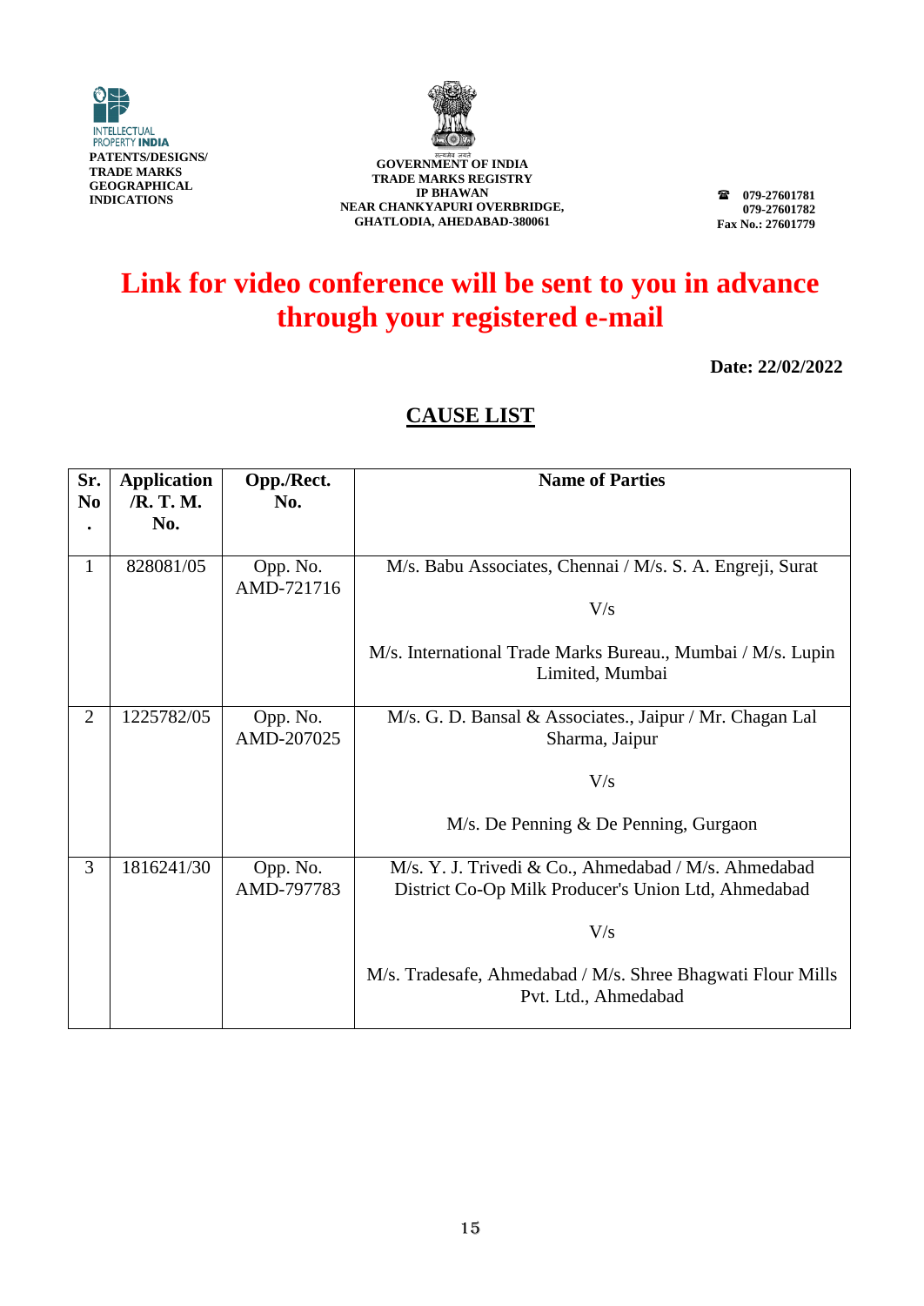INTELLECTUAL PROPERTY INDIA
**PATENTS/DESIGNS/ TRADE MARKS GEOGRAPHICAL INDICATIONS**

सत्यमेव जयते
**GOVERNMENT OF INDIA**
**TRADE MARKS REGISTRY**
**IP BHAWAN**
**NEAR CHANKYAPURI OVERBRIDGE,**
**GHATLODIA, AHEDABAD-380061**

☎ **079-27601781**
**079-27601782**
**Fax No.: 27601779**

# Link for video conference will be sent to you in advance through your registered e-mail

**Date: 22/02/2022**

## CAUSE LIST

| Sr. No. | Application /R. T. M. No. | Opp./Rect. No. | Name of Parties |
|---|---|---|---|
| 1 | 828081/05 | Opp. No. AMD-721716 | M/s. Babu Associates, Chennai / M/s. S. A. Engreji, Surat<br><br>V/s<br><br>M/s. International Trade Marks Bureau., Mumbai / M/s. Lupin Limited, Mumbai |
| 2 | 1225782/05 | Opp. No. AMD-207025 | M/s. G. D. Bansal & Associates., Jaipur / Mr. Chagan Lal Sharma, Jaipur<br><br>V/s<br><br>M/s. De Penning & De Penning, Gurgaon |
| 3 | 1816241/30 | Opp. No. AMD-797783 | M/s. Y. J. Trivedi & Co., Ahmedabad / M/s. Ahmedabad District Co-Op Milk Producer's Union Ltd, Ahmedabad<br><br>V/s<br><br>M/s. Tradesafe, Ahmedabad / M/s. Shree Bhagwati Flour Mills Pvt. Ltd., Ahmedabad |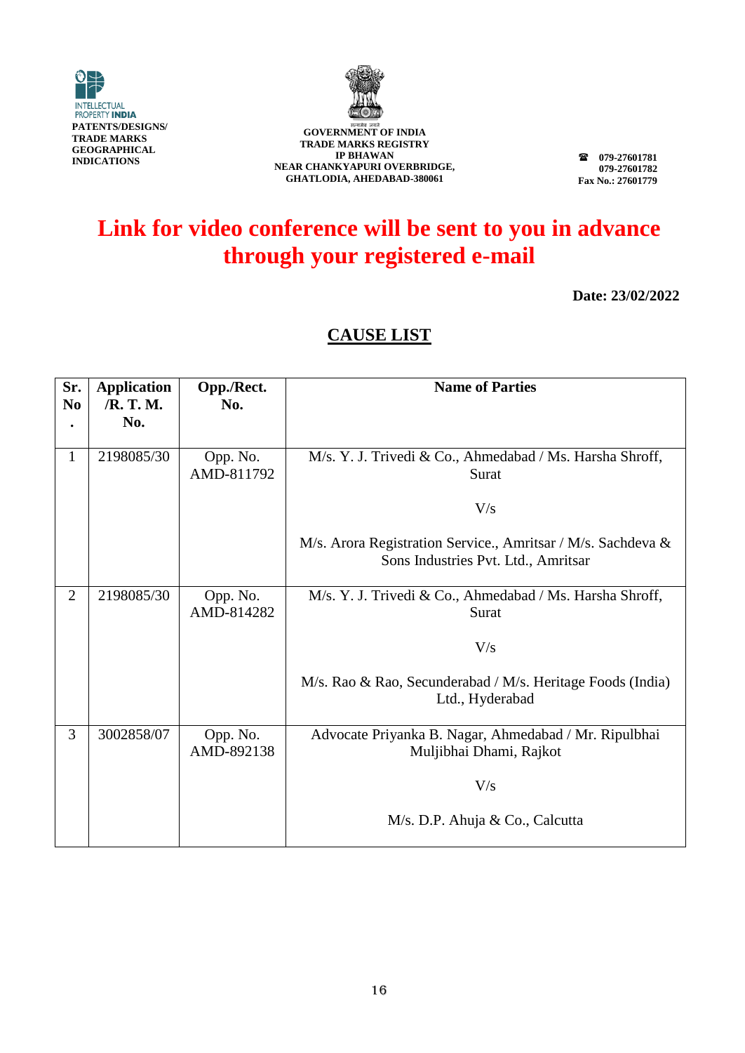INTELLECTUAL PROPERTY INDIA
PATENTS/DESIGNS/ TRADE MARKS GEOGRAPHICAL INDICATIONS

GOVERNMENT OF INDIA
TRADE MARKS REGISTRY
IP BHAWAN
NEAR CHANKYAPURI OVERBRIDGE,
GHATLODIA, AHEDABAD-380061

☎ 079-27601781
079-27601782
Fax No.: 27601779

# Link for video conference will be sent to you in advance through your registered e-mail

**Date: 23/02/2022**

## CAUSE LIST

| Sr. No. | Application /R. T. M. No. | Opp./Rect. No. | Name of Parties |
|---|---|---|---|
| 1 | 2198085/30 | Opp. No. AMD-811792 | M/s. Y. J. Trivedi & Co., Ahmedabad / Ms. Harsha Shroff, Surat<br><br>V/s<br><br>M/s. Arora Registration Service., Amritsar / M/s. Sachdeva & Sons Industries Pvt. Ltd., Amritsar |
| 2 | 2198085/30 | Opp. No. AMD-814282 | M/s. Y. J. Trivedi & Co., Ahmedabad / Ms. Harsha Shroff, Surat<br><br>V/s<br><br>M/s. Rao & Rao, Secunderabad / M/s. Heritage Foods (India) Ltd., Hyderabad |
| 3 | 3002858/07 | Opp. No. AMD-892138 | Advocate Priyanka B. Nagar, Ahmedabad / Mr. Ripulbhai Muljibhai Dhami, Rajkot<br><br>V/s<br><br>M/s. D.P. Ahuja & Co., Calcutta |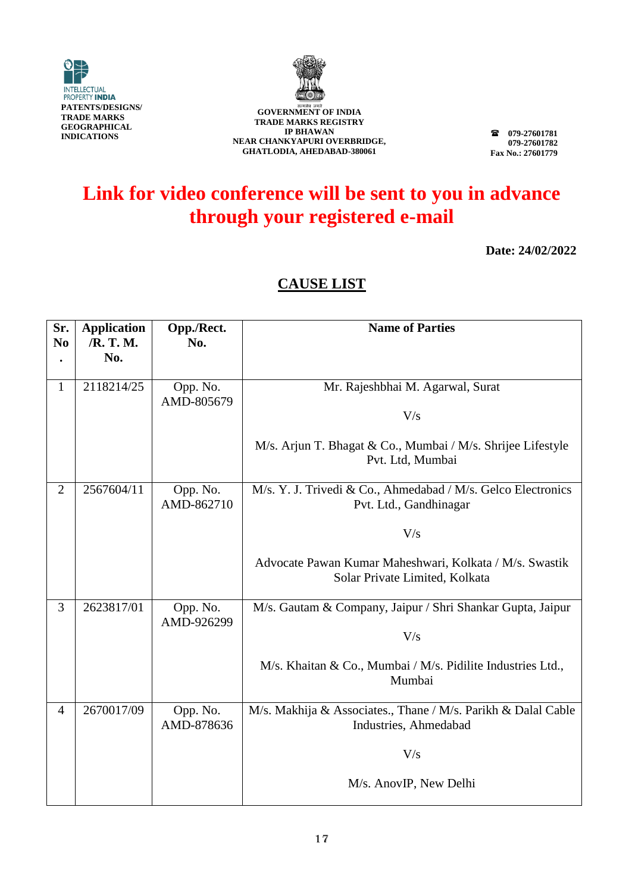INTELLECTUAL PROPERTY INDIA
PATENTS/DESIGNS/ TRADE MARKS GEOGRAPHICAL INDICATIONS

**GOVERNMENT OF INDIA**
**TRADE MARKS REGISTRY**
**IP BHAWAN**
**NEAR CHANKYAPURI OVERBRIDGE,**
**GHATLODIA, AHEDABAD-380061**

☎ 079-27601781
079-27601782
Fax No.: 27601779

# Link for video conference will be sent to you in advance through your registered e-mail

**Date: 24/02/2022**

## CAUSE LIST

| Sr. No. | Application /R. T. M. No. | Opp./Rect. No. | Name of Parties |
|---|---|---|---|
| 1 | 2118214/25 | Opp. No. AMD-805679 | Mr. Rajeshbhai M. Agarwal, Surat<br><br>V/s<br><br>M/s. Arjun T. Bhagat & Co., Mumbai / M/s. Shrijee Lifestyle Pvt. Ltd, Mumbai |
| 2 | 2567604/11 | Opp. No. AMD-862710 | M/s. Y. J. Trivedi & Co., Ahmedabad / M/s. Gelco Electronics Pvt. Ltd., Gandhinagar<br><br>V/s<br><br>Advocate Pawan Kumar Maheshwari, Kolkata / M/s. Swastik Solar Private Limited, Kolkata |
| 3 | 2623817/01 | Opp. No. AMD-926299 | M/s. Gautam & Company, Jaipur / Shri Shankar Gupta, Jaipur<br><br>V/s<br><br>M/s. Khaitan & Co., Mumbai / M/s. Pidilite Industries Ltd., Mumbai |
| 4 | 2670017/09 | Opp. No. AMD-878636 | M/s. Makhija & Associates., Thane / M/s. Parikh & Dalal Cable Industries, Ahmedabad<br><br>V/s<br><br>M/s. AnovIP, New Delhi |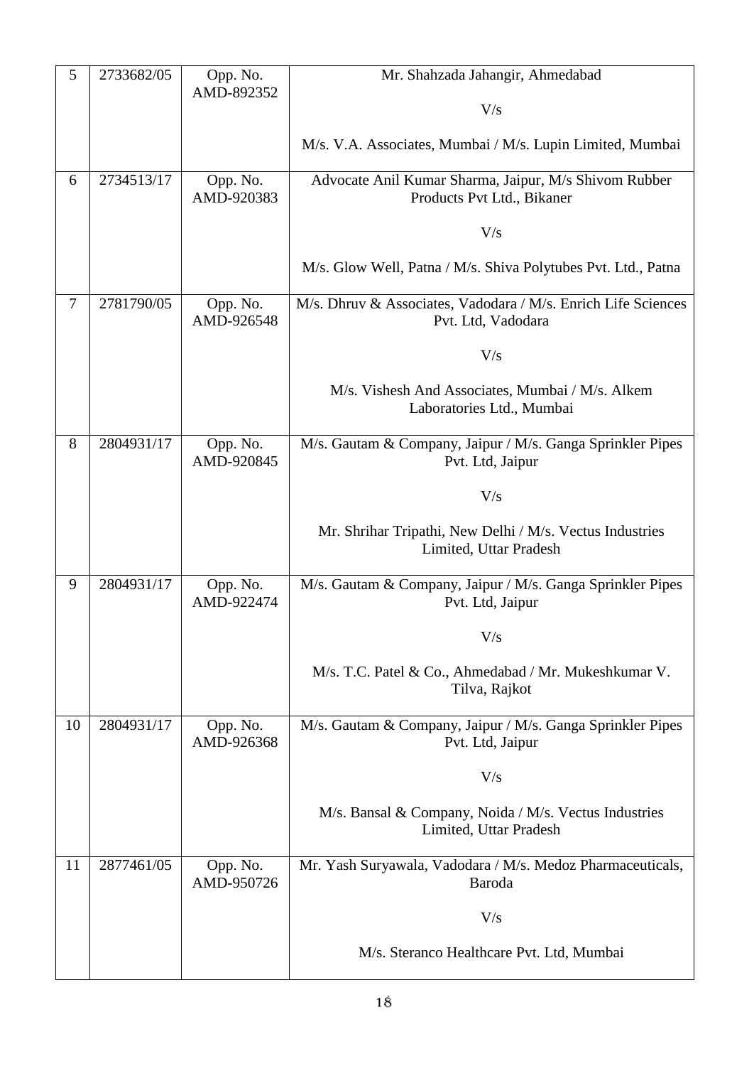| 5 | 2733682/05 | Opp. No. AMD-892352 | Mr. Shahzada Jahangir, Ahmedabad<br><br>V/s<br><br>M/s. V.A. Associates, Mumbai / M/s. Lupin Limited, Mumbai |
|---|---|---|---|
| 6 | 2734513/17 | Opp. No. AMD-920383 | Advocate Anil Kumar Sharma, Jaipur, M/s Shivom Rubber Products Pvt Ltd., Bikaner<br><br>V/s<br><br>M/s. Glow Well, Patna / M/s. Shiva Polytubes Pvt. Ltd., Patna |
| 7 | 2781790/05 | Opp. No. AMD-926548 | M/s. Dhruv & Associates, Vadodara / M/s. Enrich Life Sciences Pvt. Ltd, Vadodara<br><br>V/s<br><br>M/s. Vishesh And Associates, Mumbai / M/s. Alkem Laboratories Ltd., Mumbai |
| 8 | 2804931/17 | Opp. No. AMD-920845 | M/s. Gautam & Company, Jaipur / M/s. Ganga Sprinkler Pipes Pvt. Ltd, Jaipur<br><br>V/s<br><br>Mr. Shrihar Tripathi, New Delhi / M/s. Vectus Industries Limited, Uttar Pradesh |
| 9 | 2804931/17 | Opp. No. AMD-922474 | M/s. Gautam & Company, Jaipur / M/s. Ganga Sprinkler Pipes Pvt. Ltd, Jaipur<br><br>V/s<br><br>M/s. T.C. Patel & Co., Ahmedabad / Mr. Mukeshkumar V. Tilva, Rajkot |
| 10 | 2804931/17 | Opp. No. AMD-926368 | M/s. Gautam & Company, Jaipur / M/s. Ganga Sprinkler Pipes Pvt. Ltd, Jaipur<br><br>V/s<br><br>M/s. Bansal & Company, Noida / M/s. Vectus Industries Limited, Uttar Pradesh |
| 11 | 2877461/05 | Opp. No. AMD-950726 | Mr. Yash Suryawala, Vadodara / M/s. Medoz Pharmaceuticals, Baroda<br><br>V/s<br><br>M/s. Steranco Healthcare Pvt. Ltd, Mumbai |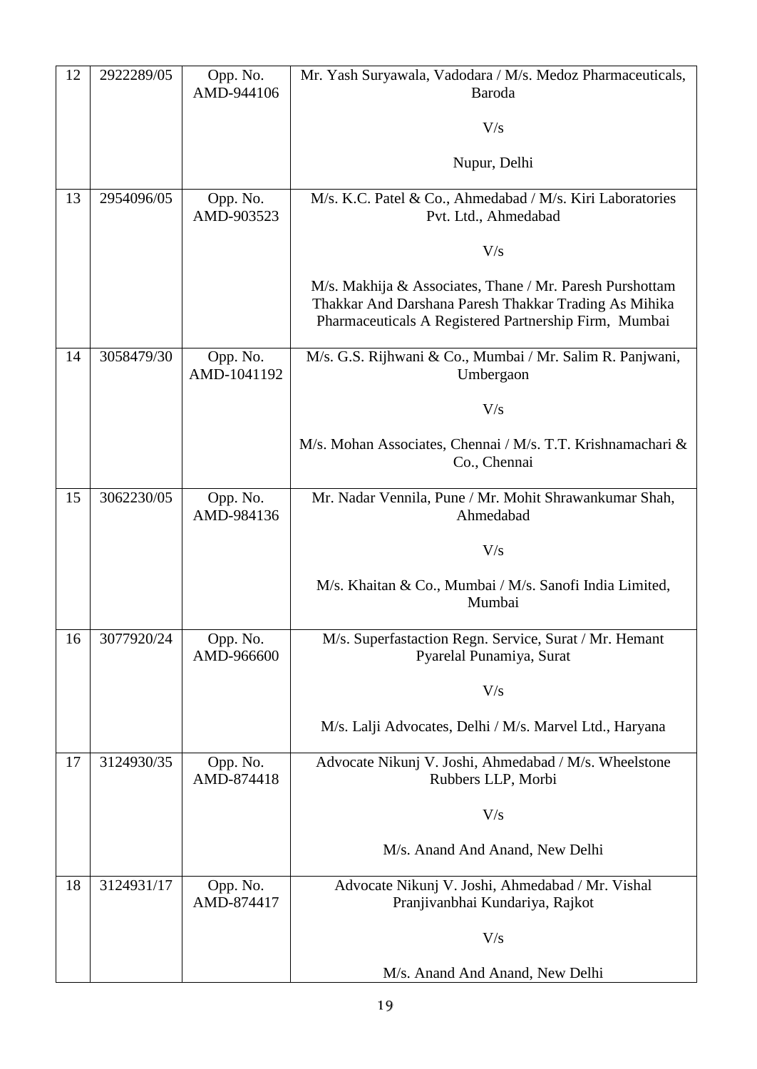| 12 | 2922289/05 | Opp. No. AMD-944106 | Mr. Yash Suryawala, Vadodara / M/s. Medoz Pharmaceuticals, Baroda<br><br>V/s<br><br>Nupur, Delhi |
|---|---|---|---|
| 13 | 2954096/05 | Opp. No. AMD-903523 | M/s. K.C. Patel & Co., Ahmedabad / M/s. Kiri Laboratories Pvt. Ltd., Ahmedabad<br><br>V/s<br><br>M/s. Makhija & Associates, Thane / Mr. Paresh Purshottam Thakkar And Darshana Paresh Thakkar Trading As Mihika Pharmaceuticals A Registered Partnership Firm, Mumbai |
| 14 | 3058479/30 | Opp. No. AMD-1041192 | M/s. G.S. Rijhwani & Co., Mumbai / Mr. Salim R. Panjwani, Umbergaon<br><br>V/s<br><br>M/s. Mohan Associates, Chennai / M/s. T.T. Krishnamachari & Co., Chennai |
| 15 | 3062230/05 | Opp. No. AMD-984136 | Mr. Nadar Vennila, Pune / Mr. Mohit Shrawankumar Shah, Ahmedabad<br><br>V/s<br><br>M/s. Khaitan & Co., Mumbai / M/s. Sanofi India Limited, Mumbai |
| 16 | 3077920/24 | Opp. No. AMD-966600 | M/s. Superfastaction Regn. Service, Surat / Mr. Hemant Pyarelal Punamiya, Surat<br><br>V/s<br><br>M/s. Lalji Advocates, Delhi / M/s. Marvel Ltd., Haryana |
| 17 | 3124930/35 | Opp. No. AMD-874418 | Advocate Nikunj V. Joshi, Ahmedabad / M/s. Wheelstone Rubbers LLP, Morbi<br><br>V/s<br><br>M/s. Anand And Anand, New Delhi |
| 18 | 3124931/17 | Opp. No. AMD-874417 | Advocate Nikunj V. Joshi, Ahmedabad / Mr. Vishal Pranjivanbhai Kundariya, Rajkot<br><br>V/s<br><br>M/s. Anand And Anand, New Delhi |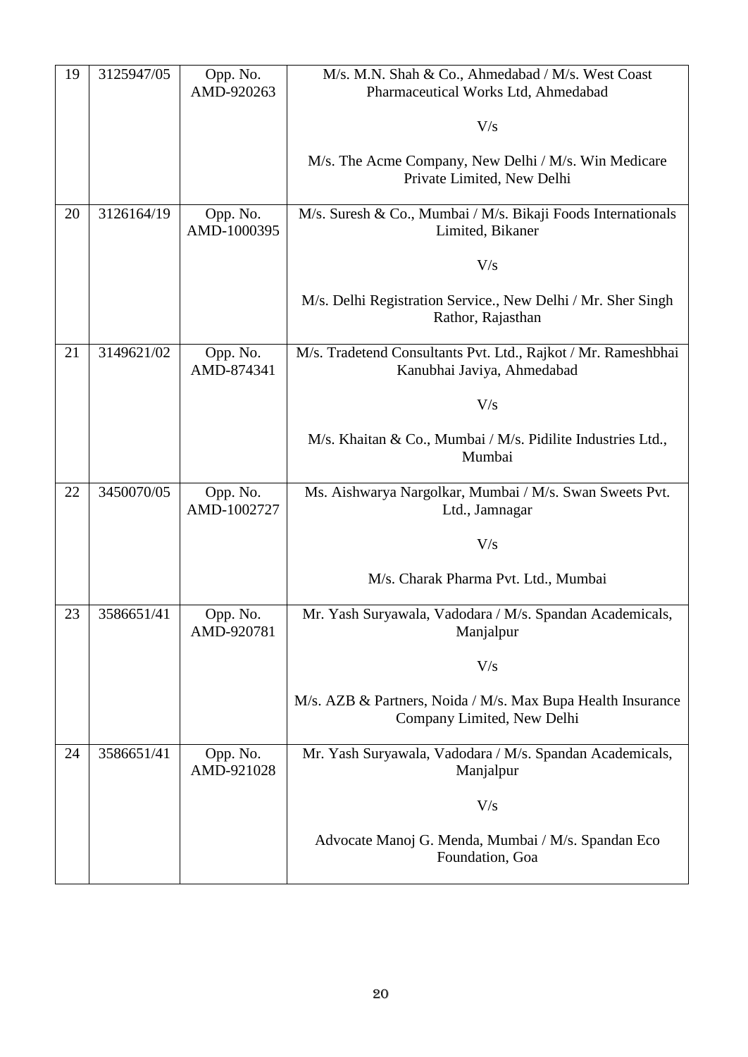| 19 | 3125947/05 | Opp. No. AMD-920263 | M/s. M.N. Shah & Co., Ahmedabad / M/s. West Coast Pharmaceutical Works Ltd, Ahmedabad<br><br>V/s<br><br>M/s. The Acme Company, New Delhi / M/s. Win Medicare Private Limited, New Delhi |
|---|---|---|---|
| 20 | 3126164/19 | Opp. No. AMD-1000395 | M/s. Suresh & Co., Mumbai / M/s. Bikaji Foods Internationals Limited, Bikaner<br><br>V/s<br><br>M/s. Delhi Registration Service., New Delhi / Mr. Sher Singh Rathor, Rajasthan |
| 21 | 3149621/02 | Opp. No. AMD-874341 | M/s. Tradetend Consultants Pvt. Ltd., Rajkot / Mr. Rameshbhai Kanubhai Javiya, Ahmedabad<br><br>V/s<br><br>M/s. Khaitan & Co., Mumbai / M/s. Pidilite Industries Ltd., Mumbai |
| 22 | 3450070/05 | Opp. No. AMD-1002727 | Ms. Aishwarya Nargolkar, Mumbai / M/s. Swan Sweets Pvt. Ltd., Jamnagar<br><br>V/s<br><br>M/s. Charak Pharma Pvt. Ltd., Mumbai |
| 23 | 3586651/41 | Opp. No. AMD-920781 | Mr. Yash Suryawala, Vadodara / M/s. Spandan Academicals, Manjalpur<br><br>V/s<br><br>M/s. AZB & Partners, Noida / M/s. Max Bupa Health Insurance Company Limited, New Delhi |
| 24 | 3586651/41 | Opp. No. AMD-921028 | Mr. Yash Suryawala, Vadodara / M/s. Spandan Academicals, Manjalpur<br><br>V/s<br><br>Advocate Manoj G. Menda, Mumbai / M/s. Spandan Eco Foundation, Goa |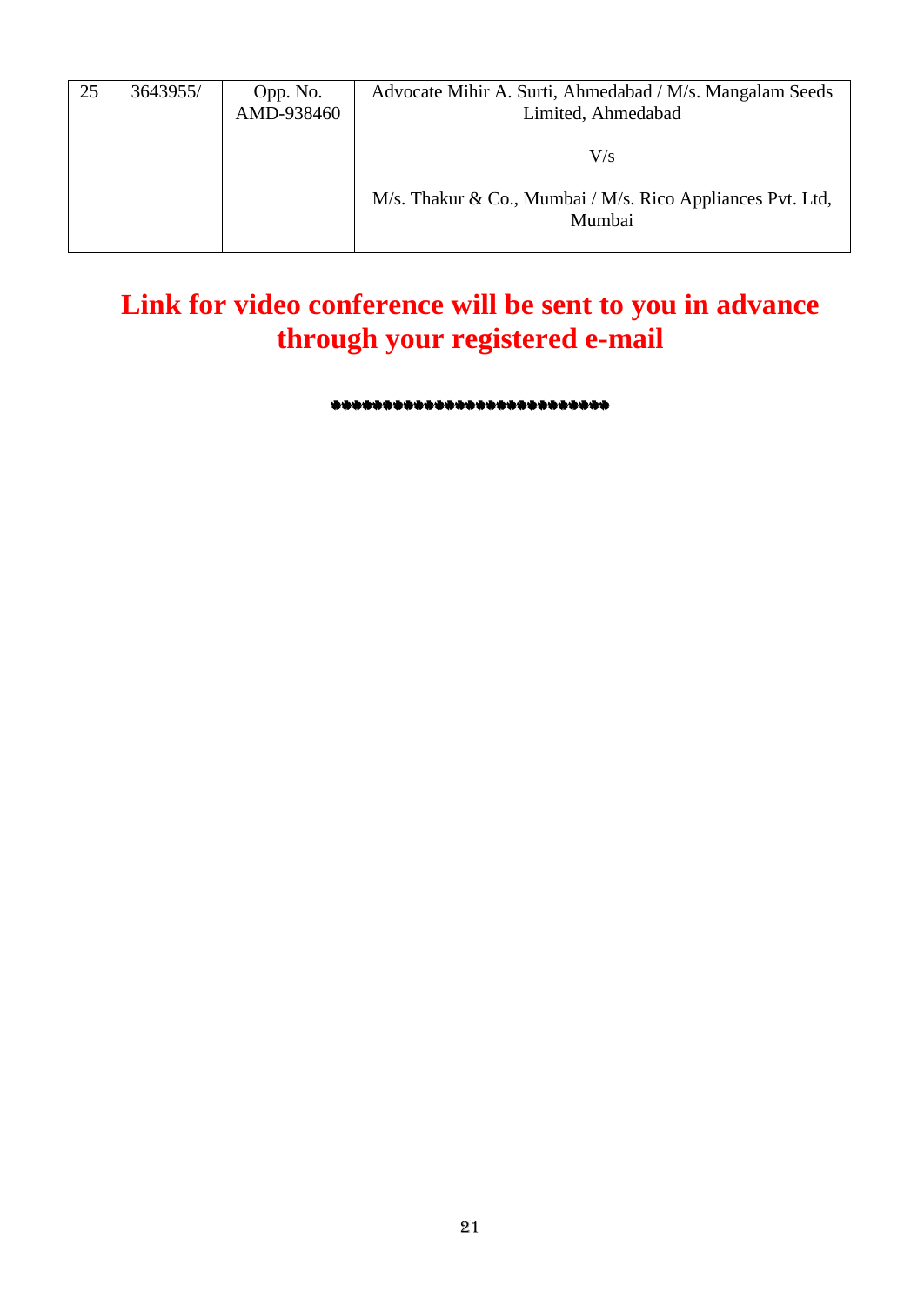| | | | |
|---|---|---|---|
| 25 | 3643955/ | Opp. No. AMD-938460 | Advocate Mihir A. Surti, Ahmedabad / M/s. Mangalam Seeds Limited, Ahmedabad<br><br>V/s<br><br>M/s. Thakur & Co., Mumbai / M/s. Rico Appliances Pvt. Ltd, Mumbai |

**Link for video conference will be sent to you in advance through your registered e-mail**

\*\*\*\*\*\*\*\*\*\*\*\*\*\*\*\*\*\*\*\*\*\*\*\*\*\*\*\*\*\*